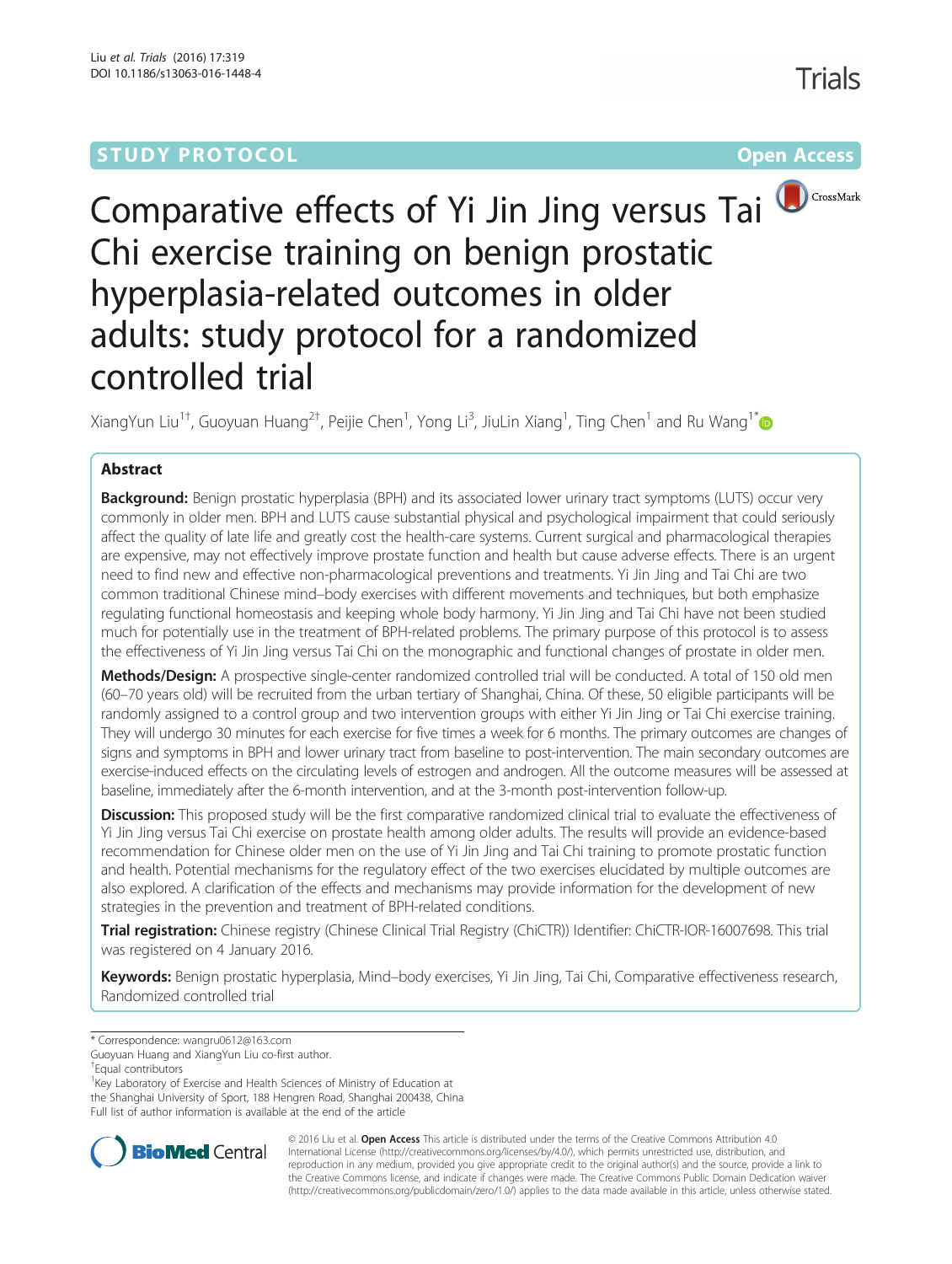STUDY PROTOCOL

Open Access

# Comparative effects of Yi Jin Jing versus Tai Chi exercise training on benign prostatic hyperplasia-related outcomes in older adults: study protocol for a randomized controlled trial

XiangYun Liu[1†], Guoyuan Huang[2†], Peijie Chen[1], Yong Li[3], JiuLin Xiang[1], Ting Chen[1] and Ru Wang[1*]

## Abstract

**Background:** Benign prostatic hyperplasia (BPH) and its associated lower urinary tract symptoms (LUTS) occur very commonly in older men. BPH and LUTS cause substantial physical and psychological impairment that could seriously affect the quality of late life and greatly cost the health-care systems. Current surgical and pharmacological therapies are expensive, may not effectively improve prostate function and health but cause adverse effects. There is an urgent need to find new and effective non-pharmacological preventions and treatments. Yi Jin Jing and Tai Chi are two common traditional Chinese mind–body exercises with different movements and techniques, but both emphasize regulating functional homeostasis and keeping whole body harmony. Yi Jin Jing and Tai Chi have not been studied much for potentially use in the treatment of BPH-related problems. The primary purpose of this protocol is to assess the effectiveness of Yi Jin Jing versus Tai Chi on the monographic and functional changes of prostate in older men.

**Methods/Design:** A prospective single-center randomized controlled trial will be conducted. A total of 150 old men (60–70 years old) will be recruited from the urban tertiary of Shanghai, China. Of these, 50 eligible participants will be randomly assigned to a control group and two intervention groups with either Yi Jin Jing or Tai Chi exercise training. They will undergo 30 minutes for each exercise for five times a week for 6 months. The primary outcomes are changes of signs and symptoms in BPH and lower urinary tract from baseline to post-intervention. The main secondary outcomes are exercise-induced effects on the circulating levels of estrogen and androgen. All the outcome measures will be assessed at baseline, immediately after the 6-month intervention, and at the 3-month post-intervention follow-up.

**Discussion:** This proposed study will be the first comparative randomized clinical trial to evaluate the effectiveness of Yi Jin Jing versus Tai Chi exercise on prostate health among older adults. The results will provide an evidence-based recommendation for Chinese older men on the use of Yi Jin Jing and Tai Chi training to promote prostatic function and health. Potential mechanisms for the regulatory effect of the two exercises elucidated by multiple outcomes are also explored. A clarification of the effects and mechanisms may provide information for the development of new strategies in the prevention and treatment of BPH-related conditions.

**Trial registration:** Chinese registry (Chinese Clinical Trial Registry (ChiCTR)) Identifier: ChiCTR-IOR-16007698. This trial was registered on 4 January 2016.

**Keywords:** Benign prostatic hyperplasia, Mind–body exercises, Yi Jin Jing, Tai Chi, Comparative effectiveness research, Randomized controlled trial

\* Correspondence: wangru0612@163.com
Guoyuan Huang and XiangYun Liu co-first author.
†Equal contributors
[1]Key Laboratory of Exercise and Health Sciences of Ministry of Education at the Shanghai University of Sport, 188 Hengren Road, Shanghai 200438, China
Full list of author information is available at the end of the article

© 2016 Liu et al. **Open Access** This article is distributed under the terms of the Creative Commons Attribution 4.0 International License (http://creativecommons.org/licenses/by/4.0/), which permits unrestricted use, distribution, and reproduction in any medium, provided you give appropriate credit to the original author(s) and the source, provide a link to the Creative Commons license, and indicate if changes were made. The Creative Commons Public Domain Dedication waiver (http://creativecommons.org/publicdomain/zero/1.0/) applies to the data made available in this article, unless otherwise stated.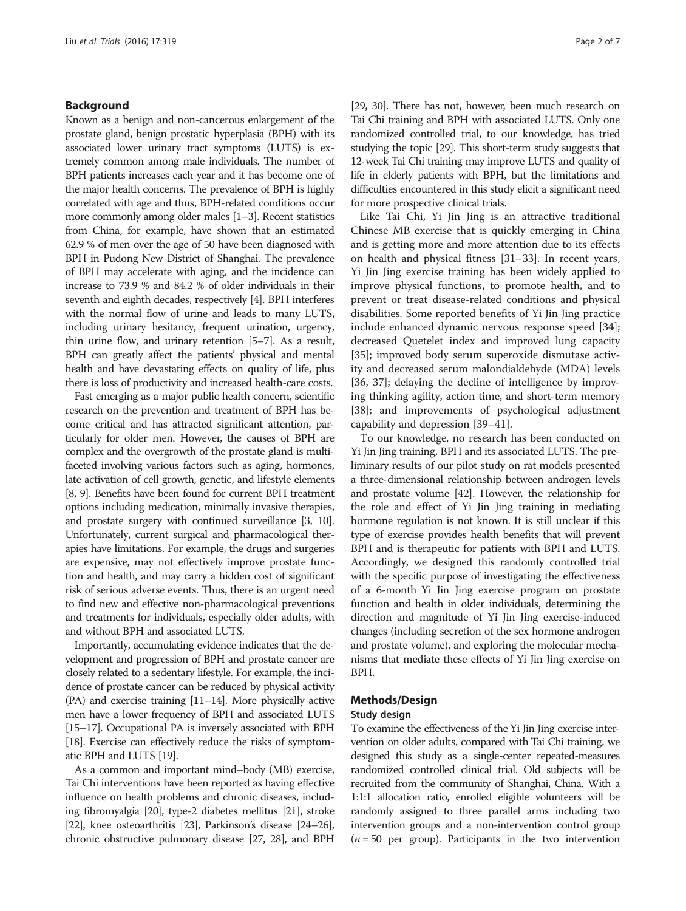## Background

Known as a benign and non-cancerous enlargement of the prostate gland, benign prostatic hyperplasia (BPH) with its associated lower urinary tract symptoms (LUTS) is extremely common among male individuals. The number of BPH patients increases each year and it has become one of the major health concerns. The prevalence of BPH is highly correlated with age and thus, BPH-related conditions occur more commonly among older males [1–3]. Recent statistics from China, for example, have shown that an estimated 62.9 % of men over the age of 50 have been diagnosed with BPH in Pudong New District of Shanghai. The prevalence of BPH may accelerate with aging, and the incidence can increase to 73.9 % and 84.2 % of older individuals in their seventh and eighth decades, respectively [4]. BPH interferes with the normal flow of urine and leads to many LUTS, including urinary hesitancy, frequent urination, urgency, thin urine flow, and urinary retention [5–7]. As a result, BPH can greatly affect the patients' physical and mental health and have devastating effects on quality of life, plus there is loss of productivity and increased health-care costs.

Fast emerging as a major public health concern, scientific research on the prevention and treatment of BPH has become critical and has attracted significant attention, particularly for older men. However, the causes of BPH are complex and the overgrowth of the prostate gland is multifaceted involving various factors such as aging, hormones, late activation of cell growth, genetic, and lifestyle elements [8, 9]. Benefits have been found for current BPH treatment options including medication, minimally invasive therapies, and prostate surgery with continued surveillance [3, 10]. Unfortunately, current surgical and pharmacological therapies have limitations. For example, the drugs and surgeries are expensive, may not effectively improve prostate function and health, and may carry a hidden cost of significant risk of serious adverse events. Thus, there is an urgent need to find new and effective non-pharmacological preventions and treatments for individuals, especially older adults, with and without BPH and associated LUTS.

Importantly, accumulating evidence indicates that the development and progression of BPH and prostate cancer are closely related to a sedentary lifestyle. For example, the incidence of prostate cancer can be reduced by physical activity (PA) and exercise training [11–14]. More physically active men have a lower frequency of BPH and associated LUTS [15–17]. Occupational PA is inversely associated with BPH [18]. Exercise can effectively reduce the risks of symptomatic BPH and LUTS [19].

As a common and important mind–body (MB) exercise, Tai Chi interventions have been reported as having effective influence on health problems and chronic diseases, including fibromyalgia [20], type-2 diabetes mellitus [21], stroke [22], knee osteoarthritis [23], Parkinson's disease [24–26], chronic obstructive pulmonary disease [27, 28], and BPH [29, 30]. There has not, however, been much research on Tai Chi training and BPH with associated LUTS. Only one randomized controlled trial, to our knowledge, has tried studying the topic [29]. This short-term study suggests that 12-week Tai Chi training may improve LUTS and quality of life in elderly patients with BPH, but the limitations and difficulties encountered in this study elicit a significant need for more prospective clinical trials.

Like Tai Chi, Yi Jin Jing is an attractive traditional Chinese MB exercise that is quickly emerging in China and is getting more and more attention due to its effects on health and physical fitness [31–33]. In recent years, Yi Jin Jing exercise training has been widely applied to improve physical functions, to promote health, and to prevent or treat disease-related conditions and physical disabilities. Some reported benefits of Yi Jin Jing practice include enhanced dynamic nervous response speed [34]; decreased Quetelet index and improved lung capacity [35]; improved body serum superoxide dismutase activity and decreased serum malondialdehyde (MDA) levels [36, 37]; delaying the decline of intelligence by improving thinking agility, action time, and short-term memory [38]; and improvements of psychological adjustment capability and depression [39–41].

To our knowledge, no research has been conducted on Yi Jin Jing training, BPH and its associated LUTS. The preliminary results of our pilot study on rat models presented a three-dimensional relationship between androgen levels and prostate volume [42]. However, the relationship for the role and effect of Yi Jin Jing training in mediating hormone regulation is not known. It is still unclear if this type of exercise provides health benefits that will prevent BPH and is therapeutic for patients with BPH and LUTS. Accordingly, we designed this randomly controlled trial with the specific purpose of investigating the effectiveness of a 6-month Yi Jin Jing exercise program on prostate function and health in older individuals, determining the direction and magnitude of Yi Jin Jing exercise-induced changes (including secretion of the sex hormone androgen and prostate volume), and exploring the molecular mechanisms that mediate these effects of Yi Jin Jing exercise on BPH.

## Methods/Design

### Study design

To examine the effectiveness of the Yi Jin Jing exercise intervention on older adults, compared with Tai Chi training, we designed this study as a single-center repeated-measures randomized controlled clinical trial. Old subjects will be recruited from the community of Shanghai, China. With a 1:1:1 allocation ratio, enrolled eligible volunteers will be randomly assigned to three parallel arms including two intervention groups and a non-intervention control group ($n = 50$ per group). Participants in the two intervention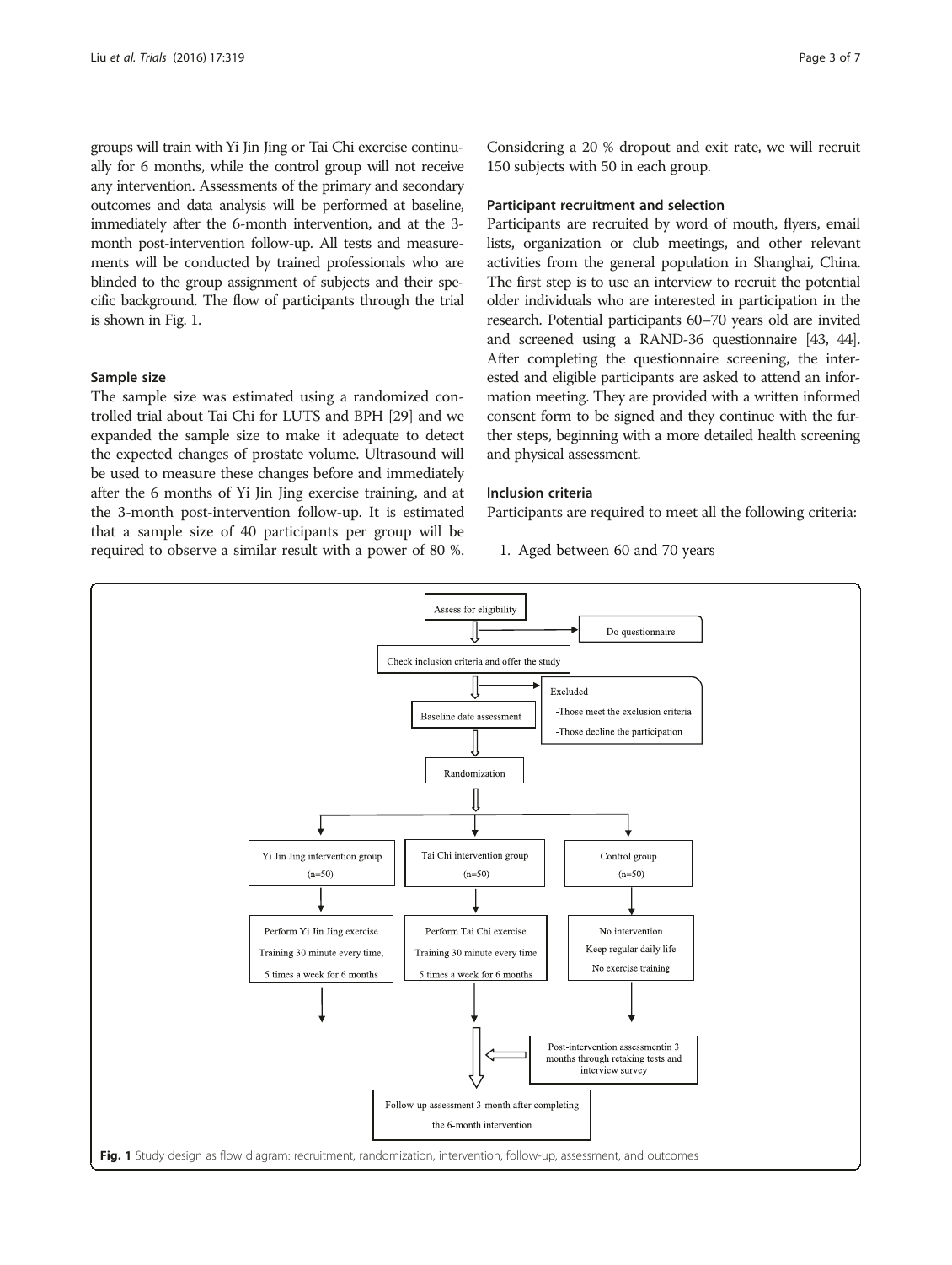groups will train with Yi Jin Jing or Tai Chi exercise continually for 6 months, while the control group will not receive any intervention. Assessments of the primary and secondary outcomes and data analysis will be performed at baseline, immediately after the 6-month intervention, and at the 3-month post-intervention follow-up. All tests and measurements will be conducted by trained professionals who are blinded to the group assignment of subjects and their specific background. The flow of participants through the trial is shown in Fig. 1.

### Sample size

The sample size was estimated using a randomized controlled trial about Tai Chi for LUTS and BPH [29] and we expanded the sample size to make it adequate to detect the expected changes of prostate volume. Ultrasound will be used to measure these changes before and immediately after the 6 months of Yi Jin Jing exercise training, and at the 3-month post-intervention follow-up. It is estimated that a sample size of 40 participants per group will be required to observe a similar result with a power of 80 %. Considering a 20 % dropout and exit rate, we will recruit 150 subjects with 50 in each group.

### Participant recruitment and selection

Participants are recruited by word of mouth, flyers, email lists, organization or club meetings, and other relevant activities from the general population in Shanghai, China. The first step is to use an interview to recruit the potential older individuals who are interested in participation in the research. Potential participants 60–70 years old are invited and screened using a RAND-36 questionnaire [43, 44]. After completing the questionnaire screening, the interested and eligible participants are asked to attend an information meeting. They are provided with a written informed consent form to be signed and they continue with the further steps, beginning with a more detailed health screening and physical assessment.

### Inclusion criteria

Participants are required to meet all the following criteria:

1. Aged between 60 and 70 years

Assess for eligibility → Do questionnaire

Check inclusion criteria and offer the study

Excluded
- Those meet the exclusion criteria
- Those decline the participation

Baseline date assessment

Randomization

| Yi Jin Jing intervention group (n=50) | Tai Chi intervention group (n=50) | Control group (n=50) |
| --- | --- | --- |
| Perform Yi Jin Jing exercise Training 30 minute every time, 5 times a week for 6 months | Perform Tai Chi exercise Training 30 minute every time 5 times a week for 6 months | No intervention Keep regular daily life No exercise training |

Post-intervention assessmentin 3 months through retaking tests and interview survey

Follow-up assessment 3-month after completing the 6-month intervention

**Fig. 1** Study design as flow diagram: recruitment, randomization, intervention, follow-up, assessment, and outcomes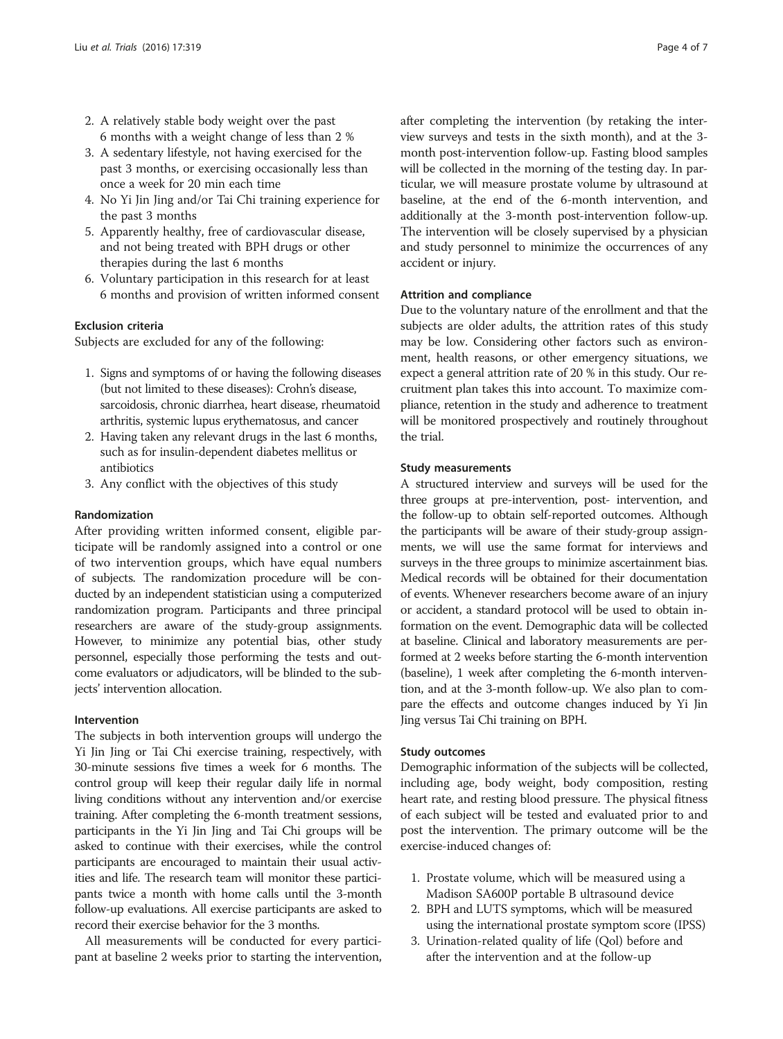2. A relatively stable body weight over the past 6 months with a weight change of less than 2 %
3. A sedentary lifestyle, not having exercised for the past 3 months, or exercising occasionally less than once a week for 20 min each time
4. No Yi Jin Jing and/or Tai Chi training experience for the past 3 months
5. Apparently healthy, free of cardiovascular disease, and not being treated with BPH drugs or other therapies during the last 6 months
6. Voluntary participation in this research for at least 6 months and provision of written informed consent

### Exclusion criteria

Subjects are excluded for any of the following:

1. Signs and symptoms of or having the following diseases (but not limited to these diseases): Crohn's disease, sarcoidosis, chronic diarrhea, heart disease, rheumatoid arthritis, systemic lupus erythematosus, and cancer
2. Having taken any relevant drugs in the last 6 months, such as for insulin-dependent diabetes mellitus or antibiotics
3. Any conflict with the objectives of this study

### Randomization

After providing written informed consent, eligible participate will be randomly assigned into a control or one of two intervention groups, which have equal numbers of subjects. The randomization procedure will be conducted by an independent statistician using a computerized randomization program. Participants and three principal researchers are aware of the study-group assignments. However, to minimize any potential bias, other study personnel, especially those performing the tests and outcome evaluators or adjudicators, will be blinded to the subjects' intervention allocation.

### Intervention

The subjects in both intervention groups will undergo the Yi Jin Jing or Tai Chi exercise training, respectively, with 30-minute sessions five times a week for 6 months. The control group will keep their regular daily life in normal living conditions without any intervention and/or exercise training. After completing the 6-month treatment sessions, participants in the Yi Jin Jing and Tai Chi groups will be asked to continue with their exercises, while the control participants are encouraged to maintain their usual activities and life. The research team will monitor these participants twice a month with home calls until the 3-month follow-up evaluations. All exercise participants are asked to record their exercise behavior for the 3 months.

All measurements will be conducted for every participant at baseline 2 weeks prior to starting the intervention, after completing the intervention (by retaking the interview surveys and tests in the sixth month), and at the 3-month post-intervention follow-up. Fasting blood samples will be collected in the morning of the testing day. In particular, we will measure prostate volume by ultrasound at baseline, at the end of the 6-month intervention, and additionally at the 3-month post-intervention follow-up. The intervention will be closely supervised by a physician and study personnel to minimize the occurrences of any accident or injury.

### Attrition and compliance

Due to the voluntary nature of the enrollment and that the subjects are older adults, the attrition rates of this study may be low. Considering other factors such as environment, health reasons, or other emergency situations, we expect a general attrition rate of 20 % in this study. Our recruitment plan takes this into account. To maximize compliance, retention in the study and adherence to treatment will be monitored prospectively and routinely throughout the trial.

### Study measurements

A structured interview and surveys will be used for the three groups at pre-intervention, post- intervention, and the follow-up to obtain self-reported outcomes. Although the participants will be aware of their study-group assignments, we will use the same format for interviews and surveys in the three groups to minimize ascertainment bias. Medical records will be obtained for their documentation of events. Whenever researchers become aware of an injury or accident, a standard protocol will be used to obtain information on the event. Demographic data will be collected at baseline. Clinical and laboratory measurements are performed at 2 weeks before starting the 6-month intervention (baseline), 1 week after completing the 6-month intervention, and at the 3-month follow-up. We also plan to compare the effects and outcome changes induced by Yi Jin Jing versus Tai Chi training on BPH.

### Study outcomes

Demographic information of the subjects will be collected, including age, body weight, body composition, resting heart rate, and resting blood pressure. The physical fitness of each subject will be tested and evaluated prior to and post the intervention. The primary outcome will be the exercise-induced changes of:

1. Prostate volume, which will be measured using a Madison SA600P portable B ultrasound device
2. BPH and LUTS symptoms, which will be measured using the international prostate symptom score (IPSS)
3. Urination-related quality of life (Qol) before and after the intervention and at the follow-up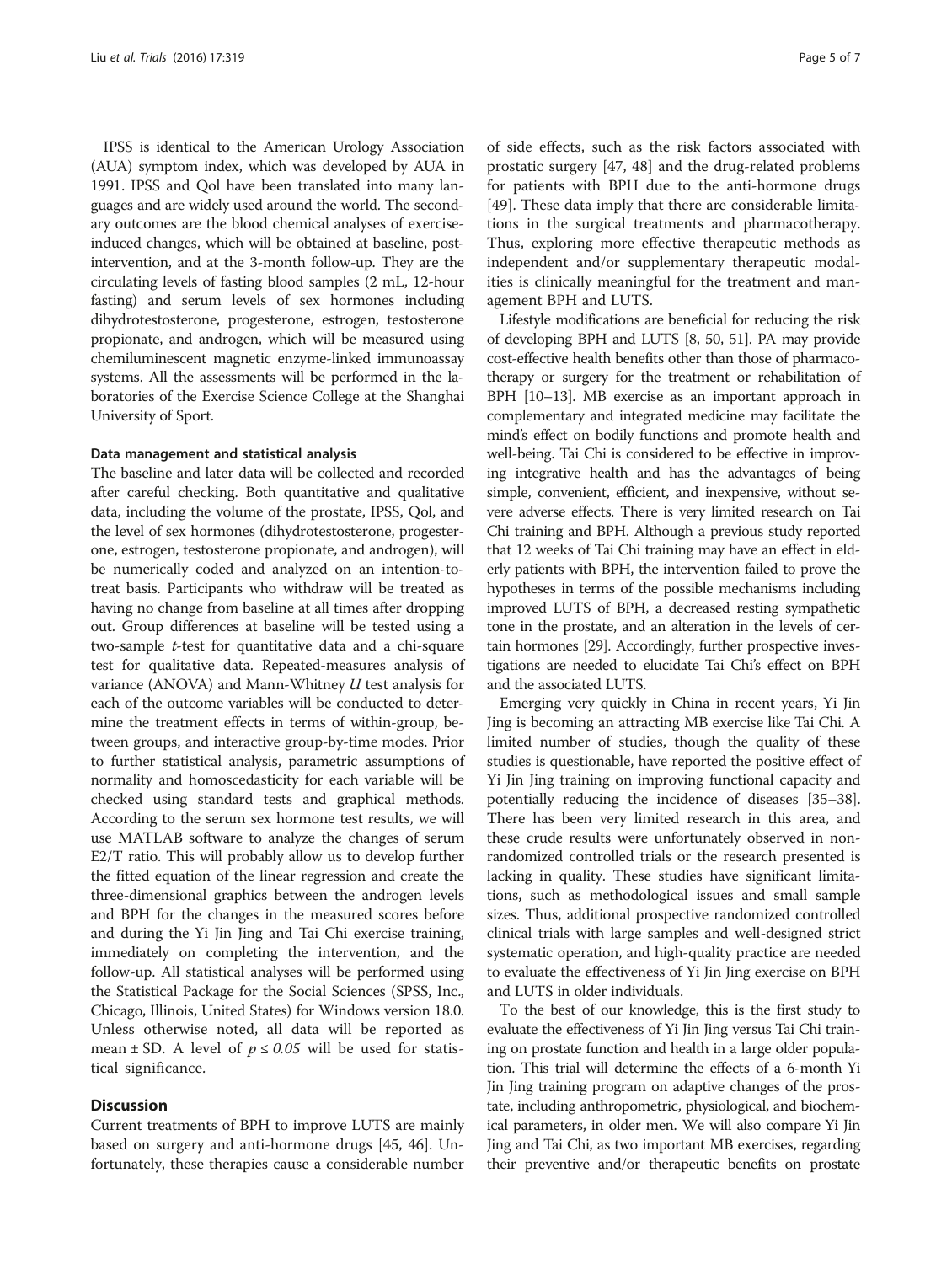IPSS is identical to the American Urology Association (AUA) symptom index, which was developed by AUA in 1991. IPSS and Qol have been translated into many languages and are widely used around the world. The secondary outcomes are the blood chemical analyses of exercise-induced changes, which will be obtained at baseline, post-intervention, and at the 3-month follow-up. They are the circulating levels of fasting blood samples (2 mL, 12-hour fasting) and serum levels of sex hormones including dihydrotestosterone, progesterone, estrogen, testosterone propionate, and androgen, which will be measured using chemiluminescent magnetic enzyme-linked immunoassay systems. All the assessments will be performed in the laboratories of the Exercise Science College at the Shanghai University of Sport.

#### Data management and statistical analysis

The baseline and later data will be collected and recorded after careful checking. Both quantitative and qualitative data, including the volume of the prostate, IPSS, Qol, and the level of sex hormones (dihydrotestosterone, progesterone, estrogen, testosterone propionate, and androgen), will be numerically coded and analyzed on an intention-to-treat basis. Participants who withdraw will be treated as having no change from baseline at all times after dropping out. Group differences at baseline will be tested using a two-sample *t*-test for quantitative data and a chi-square test for qualitative data. Repeated-measures analysis of variance (ANOVA) and Mann-Whitney *U* test analysis for each of the outcome variables will be conducted to determine the treatment effects in terms of within-group, between groups, and interactive group-by-time modes. Prior to further statistical analysis, parametric assumptions of normality and homoscedasticity for each variable will be checked using standard tests and graphical methods. According to the serum sex hormone test results, we will use MATLAB software to analyze the changes of serum E2/T ratio. This will probably allow us to develop further the fitted equation of the linear regression and create the three-dimensional graphics between the androgen levels and BPH for the changes in the measured scores before and during the Yi Jin Jing and Tai Chi exercise training, immediately on completing the intervention, and the follow-up. All statistical analyses will be performed using the Statistical Package for the Social Sciences (SPSS, Inc., Chicago, Illinois, United States) for Windows version 18.0. Unless otherwise noted, all data will be reported as mean ± SD. A level of $p \leq 0.05$ will be used for statistical significance.

## Discussion

Current treatments of BPH to improve LUTS are mainly based on surgery and anti-hormone drugs [45, 46]. Unfortunately, these therapies cause a considerable number of side effects, such as the risk factors associated with prostatic surgery [47, 48] and the drug-related problems for patients with BPH due to the anti-hormone drugs [49]. These data imply that there are considerable limitations in the surgical treatments and pharmacotherapy. Thus, exploring more effective therapeutic methods as independent and/or supplementary therapeutic modalities is clinically meaningful for the treatment and management BPH and LUTS.

Lifestyle modifications are beneficial for reducing the risk of developing BPH and LUTS [8, 50, 51]. PA may provide cost-effective health benefits other than those of pharmacotherapy or surgery for the treatment or rehabilitation of BPH [10–13]. MB exercise as an important approach in complementary and integrated medicine may facilitate the mind's effect on bodily functions and promote health and well-being. Tai Chi is considered to be effective in improving integrative health and has the advantages of being simple, convenient, efficient, and inexpensive, without severe adverse effects. There is very limited research on Tai Chi training and BPH. Although a previous study reported that 12 weeks of Tai Chi training may have an effect in elderly patients with BPH, the intervention failed to prove the hypotheses in terms of the possible mechanisms including improved LUTS of BPH, a decreased resting sympathetic tone in the prostate, and an alteration in the levels of certain hormones [29]. Accordingly, further prospective investigations are needed to elucidate Tai Chi's effect on BPH and the associated LUTS.

Emerging very quickly in China in recent years, Yi Jin Jing is becoming an attracting MB exercise like Tai Chi. A limited number of studies, though the quality of these studies is questionable, have reported the positive effect of Yi Jin Jing training on improving functional capacity and potentially reducing the incidence of diseases [35–38]. There has been very limited research in this area, and these crude results were unfortunately observed in non-randomized controlled trials or the research presented is lacking in quality. These studies have significant limitations, such as methodological issues and small sample sizes. Thus, additional prospective randomized controlled clinical trials with large samples and well-designed strict systematic operation, and high-quality practice are needed to evaluate the effectiveness of Yi Jin Jing exercise on BPH and LUTS in older individuals.

To the best of our knowledge, this is the first study to evaluate the effectiveness of Yi Jin Jing versus Tai Chi training on prostate function and health in a large older population. This trial will determine the effects of a 6-month Yi Jin Jing training program on adaptive changes of the prostate, including anthropometric, physiological, and biochemical parameters, in older men. We will also compare Yi Jin Jing and Tai Chi, as two important MB exercises, regarding their preventive and/or therapeutic benefits on prostate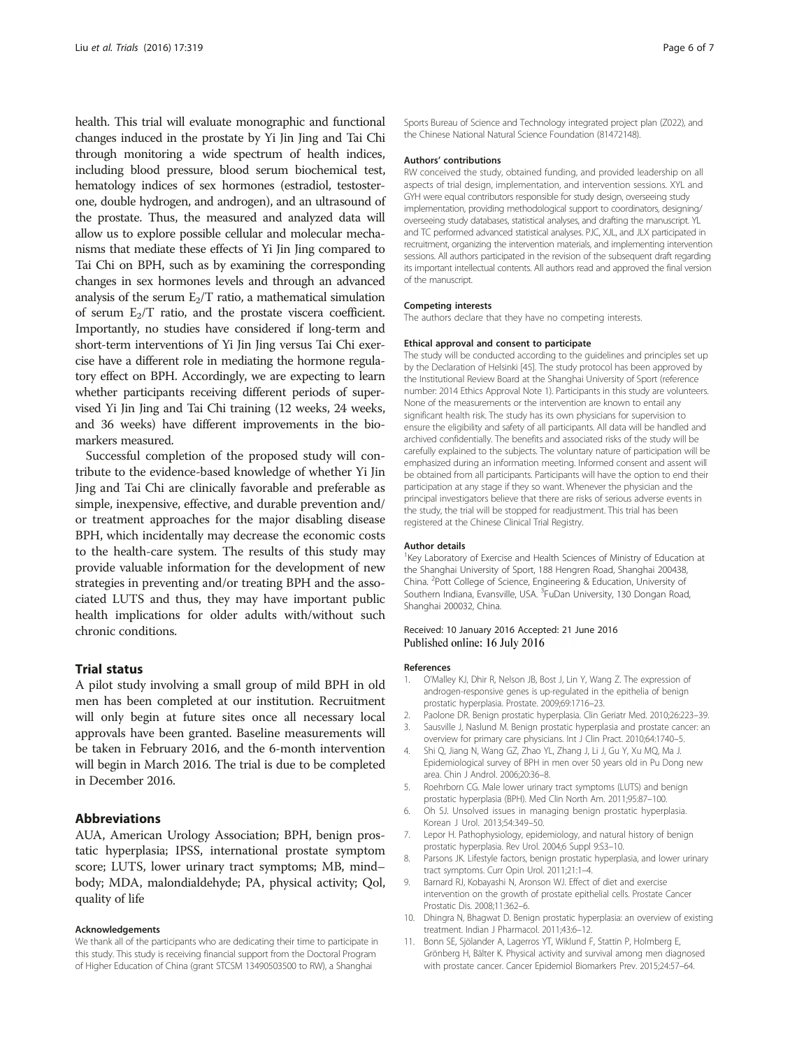health. This trial will evaluate monographic and functional changes induced in the prostate by Yi Jin Jing and Tai Chi through monitoring a wide spectrum of health indices, including blood pressure, blood serum biochemical test, hematology indices of sex hormones (estradiol, testosterone, double hydrogen, and androgen), and an ultrasound of the prostate. Thus, the measured and analyzed data will allow us to explore possible cellular and molecular mechanisms that mediate these effects of Yi Jin Jing compared to Tai Chi on BPH, such as by examining the corresponding changes in sex hormones levels and through an advanced analysis of the serum $E_2$/T ratio, a mathematical simulation of serum $E_2$/T ratio, and the prostate viscera coefficient. Importantly, no studies have considered if long-term and short-term interventions of Yi Jin Jing versus Tai Chi exercise have a different role in mediating the hormone regulatory effect on BPH. Accordingly, we are expecting to learn whether participants receiving different periods of supervised Yi Jin Jing and Tai Chi training (12 weeks, 24 weeks, and 36 weeks) have different improvements in the biomarkers measured.

Successful completion of the proposed study will contribute to the evidence-based knowledge of whether Yi Jin Jing and Tai Chi are clinically favorable and preferable as simple, inexpensive, effective, and durable prevention and/or treatment approaches for the major disabling disease BPH, which incidentally may decrease the economic costs to the health-care system. The results of this study may provide valuable information for the development of new strategies in preventing and/or treating BPH and the associated LUTS and thus, they may have important public health implications for older adults with/without such chronic conditions.

## Trial status

A pilot study involving a small group of mild BPH in old men has been completed at our institution. Recruitment will only begin at future sites once all necessary local approvals have been granted. Baseline measurements will be taken in February 2016, and the 6-month intervention will begin in March 2016. The trial is due to be completed in December 2016.

## Abbreviations

AUA, American Urology Association; BPH, benign prostatic hyperplasia; IPSS, international prostate symptom score; LUTS, lower urinary tract symptoms; MB, mind–body; MDA, malondialdehyde; PA, physical activity; Qol, quality of life

#### Acknowledgements

We thank all of the participants who are dedicating their time to participate in this study. This study is receiving financial support from the Doctoral Program of Higher Education of China (grant STCSM 13490503500 to RW), a Shanghai Sports Bureau of Science and Technology integrated project plan (Z022), and the Chinese National Natural Science Foundation (81472148).

#### Authors' contributions

RW conceived the study, obtained funding, and provided leadership on all aspects of trial design, implementation, and intervention sessions. XYL and GYH were equal contributors responsible for study design, overseeing study implementation, providing methodological support to coordinators, designing/overseeing study databases, statistical analyses, and drafting the manuscript. YL and TC performed advanced statistical analyses. PJC, XJL, and JLX participated in recruitment, organizing the intervention materials, and implementing intervention sessions. All authors participated in the revision of the subsequent draft regarding its important intellectual contents. All authors read and approved the final version of the manuscript.

#### Competing interests

The authors declare that they have no competing interests.

#### Ethical approval and consent to participate

The study will be conducted according to the guidelines and principles set up by the Declaration of Helsinki [45]. The study protocol has been approved by the Institutional Review Board at the Shanghai University of Sport (reference number: 2014 Ethics Approval Note 1). Participants in this study are volunteers. None of the measurements or the intervention are known to entail any significant health risk. The study has its own physicians for supervision to ensure the eligibility and safety of all participants. All data will be handled and archived confidentially. The benefits and associated risks of the study will be carefully explained to the subjects. The voluntary nature of participation will be emphasized during an information meeting. Informed consent and assent will be obtained from all participants. Participants will have the option to end their participation at any stage if they so want. Whenever the physician and the principal investigators believe that there are risks of serious adverse events in the study, the trial will be stopped for readjustment. This trial has been registered at the Chinese Clinical Trial Registry.

#### Author details

[1]Key Laboratory of Exercise and Health Sciences of Ministry of Education at the Shanghai University of Sport, 188 Hengren Road, Shanghai 200438, China. [2]Pott College of Science, Engineering & Education, University of Southern Indiana, Evansville, USA. [3]FuDan University, 130 Dongan Road, Shanghai 200032, China.

Received: 10 January 2016 Accepted: 21 June 2016
Published online: 16 July 2016

#### References

1. O'Malley KJ, Dhir R, Nelson JB, Bost J, Lin Y, Wang Z. The expression of androgen-responsive genes is up-regulated in the epithelia of benign prostatic hyperplasia. Prostate. 2009;69:1716–23.
2. Paolone DR. Benign prostatic hyperplasia. Clin Geriatr Med. 2010;26:223–39.
3. Sausville J, Naslund M. Benign prostatic hyperplasia and prostate cancer: an overview for primary care physicians. Int J Clin Pract. 2010;64:1740–5.
4. Shi Q, Jiang N, Wang GZ, Zhao YL, Zhang J, Li J, Gu Y, Xu MQ, Ma J. Epidemiological survey of BPH in men over 50 years old in Pu Dong new area. Chin J Androl. 2006;20:36–8.
5. Roehrborn CG. Male lower urinary tract symptoms (LUTS) and benign prostatic hyperplasia (BPH). Med Clin North Am. 2011;95:87–100.
6. Oh SJ. Unsolved issues in managing benign prostatic hyperplasia. Korean J Urol. 2013;54:349–50.
7. Lepor H. Pathophysiology, epidemiology, and natural history of benign prostatic hyperplasia. Rev Urol. 2004;6 Suppl 9:S3–10.
8. Parsons JK. Lifestyle factors, benign prostatic hyperplasia, and lower urinary tract symptoms. Curr Opin Urol. 2011;21:1–4.
9. Barnard RJ, Kobayashi N, Aronson WJ. Effect of diet and exercise intervention on the growth of prostate epithelial cells. Prostate Cancer Prostatic Dis. 2008;11:362–6.
10. Dhingra N, Bhagwat D. Benign prostatic hyperplasia: an overview of existing treatment. Indian J Pharmacol. 2011;43:6–12.
11. Bonn SE, Sjölander A, Lagerros YT, Wiklund F, Stattin P, Holmberg E, Grönberg H, Bälter K. Physical activity and survival among men diagnosed with prostate cancer. Cancer Epidemiol Biomarkers Prev. 2015;24:57–64.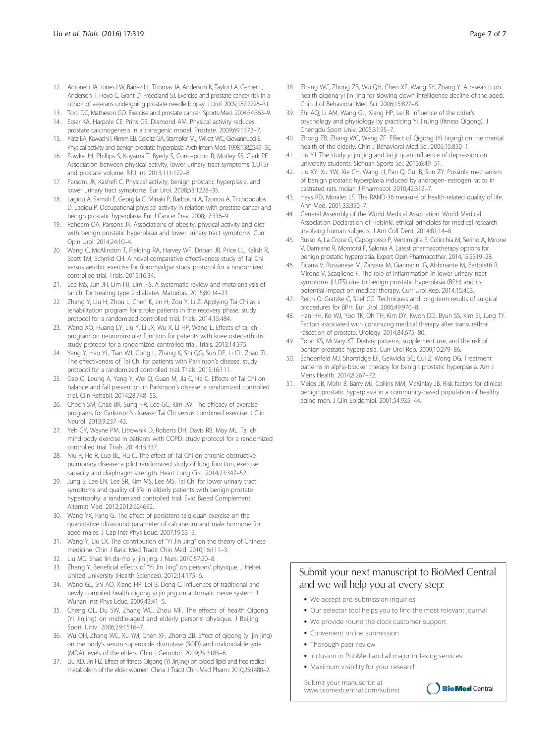12. Antonelli JA, Jones LW, Bañez LL, Thomas JA, Anderson K, Taylor LA, Gerber L, Anderson T, Hoyo C, Grant D, Freedland SJ. Exercise and prostate cancer risk in a cohort of veterans undergoing prostate needle biopsy. J Urol. 2009;182:2226–31.
13. Torti DC, Matheson GO. Exercise and prostate cancer. Sports Med. 2004;34:363–9.
14. Esser KA, Harpole CE, Prins GS, Diamond AM. Physical activity reduces prostate carcinogenesis in a transgenic model. Prostate. 2009;69:1372–7.
15. Platz EA, Kawachi I, Rimm EB, Colditz GA, Stampfer MJ, Willett WC, Giovannucci E. Physical activity and benign prostatic hyperplasia. Arch Intern Med. 1998;158:2349–56.
16. Fowke JH, Phillips S, Koyama T, Byerly S, Concepcion R, Motley SS, Clark PE. Association between physical activity, lower urinary tract symptoms (LUTS) and prostate volume. BJU Int. 2013;111:122–8.
17. Parsons JK, Kashefi C. Physical activity, benign prostatic hyperplasia, and lower urinary tract symptoms. Eur Urol. 2008;53:1228–35.
18. Lagiou A, Samoli E, Georgila C, Minaki P, Barbouni A, Tzonou A, Trichopoulos D, Lagiou P. Occupational physical activity in relation with prostate cancer and benign prostatic hyperplasia. Eur J Cancer Prev. 2008;17:336–9.
19. Raheem OA, Parsons JK. Associations of obesity, physical activity and diet with benign prostatic hyperplasia and lower urinary tract symptoms. Curr Opin Urol. 2014;24:10–4.
20. Wang C, McAlindon T, Fielding RA, Harvey WF, Driban JB, Price LL, Kalish R, Scott TM, Schmid CH. A novel comparative effectiveness study of Tai Chi versus aerobic exercise for fibromyalgia: study protocol for a randomized controlled trial. Trials. 2015;16:34.
21. Lee MS, Jun JH, Lim HJ, Lim HS. A systematic review and meta-analysis of tai chi for treating type 2 diabetes. Maturitas. 2015;80:14–23.
22. Zhang Y, Liu H, Zhou L, Chen K, Jin H, Zou Y, Li Z. Applying Tai Chi as a rehabilitation program for stroke patients in the recovery phase: study protocol for a randomized controlled trial. Trials. 2014;15:484.
23. Wang XQ, Huang LY, Liu Y, Li JX, Wu X, Li HP, Wang L. Effects of tai chi program on neuromuscular function for patients with knee osteoarthritis: study protocol for a randomized controlled trial. Trials. 2013;14:375.
24. Yang Y, Hao YL, Tian WJ, Gong L, Zhang K, Shi QG, Sun DF, Li CL, Zhao ZL. The effectiveness of Tai Chi for patients with Parkinson's disease: study protocol for a randomized controlled trial. Trials. 2015;16:111.
25. Gao Q, Leung A, Yang Y, Wei Q, Guan M, Jia C, He C. Effects of Tai Chi on balance and fall prevention in Parkinson's disease: a randomized controlled trial. Clin Rehabil. 2014;28:748–53.
26. Cheon SM, Chae BK, Sung HR, Lee GC, Kim JW. The efficacy of exercise programs for Parkinson's disease: Tai Chi versus combined exercise. J Clin Neurol. 2013;9:237–43.
27. Yeh GY, Wayne PM, Litrownik D, Roberts DH, Davis RB, Moy ML. Tai chi mind-body exercise in patients with COPD: study protocol for a randomized controlled trial. Trials. 2014;15:337.
28. Niu R, He R, Luo BL, Hu C. The effect of Tai Chi on chronic obstructive pulmonary disease: a pilot randomized study of lung function, exercise capacity and diaphragm strength. Heart Lung Circ. 2014;23:347–52.
29. Jung S, Lee EN, Lee SR, Kim MS, Lee MS. Tai Chi for lower urinary tract symptoms and quality of life in elderly patients with benign prostate hypertrophy: a randomized controlled trial. Evid Based Complement Alternat Med. 2012;2012:624692.
30. Wang YX, Fang G. The effect of persistent taiqiquan exercise on the quantitative ultrasound parameter of calcaneum and male hormone for aged males. J Cap Inst Phys Educ. 2007;19:53–5.
31. Wang Y, Liu LX. The contribution of "Yi Jin Jing" on the theory of Chinese medicine. Chin J Basic Med Tradit Chin Med. 2010;16:111–3.
32. Liu MC. Shao lin da-mo yi jin jing. J Nurs. 2010;57:20–8.
33. Zheng Y. Beneficial effects of "Yi Jin Jing" on persons' physique. J Hebei United University (Health Sciences). 2012;14:175–6.
34. Wang GL, Shi AQ, Xiang HP, Lei B, Deng C. Influences of traditional and newly compiled health qigong yi jin jing on automatic nerve system. J Wuhan Inst Phys Educ. 2009;43:41–5.
35. Cheng QL, Du SW, Zhang WC, Zhou MF. The effects of health Qigong (Yi Jinjing) on middle-aged and elderly persons' physique. J Beijing Sport Univ. 2006;29:1516–7.
36. Wu QH, Zhang WC, Xu YM, Chen XF, Zhong ZB. Effect of qigong (yi jin jing) on the body's serum superoxide dismutase (SOD) and malondialdehyde (MDA) levels of the elders. Chin J Gerontol. 2009;29:3185–6.
37. Liu XD, Jin HZ. Effect of fitness Qigong (Yi Jinjing) on blood lipid and free radical metabolism of the elder women. China J Tradit Chin Med Pharm. 2010;25:1480–2.
38. Zhang WC, Zhong ZB, Wu QH, Chen XF, Wang SY, Zhang Y. A research on health qigong-yi jin jing for slowing down intelligence decline of the aged. Chin J of Behavioral Med Sci. 2006;15:827–8.
39. Shi AQ, Li AM, Wang GL, Xiang HP, Lei B. Influence of the older's psychology and physiology by practicing Yi JinJing (fitness Qigong). J Chengdu Sport Univ. 2005;31:95–7.
40. Zhong ZB, Zhang WC, Wang ZF. Effect of Qigong (Yi Jinjing) on the mental health of the elderly. Chin J Behavioral Med Sci. 2006;15:850–1.
41. Liu YJ. The study yi jin jing and tai ji quan influence of depression on university students. Sichuan Sports Sci. 2013;6:49–51.
42. Liu XY, Xu YW, Xie CH, Wang JJ, Pan Q, Gui B, Sun ZY. Possible mechanism of benign prostatic hyperplasia induced by androgen–estrogen ratios in castrated rats. Indian J Pharmacol. 2010;42:312–7.
43. Hays RD, Morales LS. The RAND-36 measure of health-related quality of life. Ann Med. 2001;33:350–7.
44. General Assembly of the World Medical Association. World Medical Association Declaration of Helsinki: ethical principles for medical research involving human subjects. J Am Coll Dent. 2014;81:14–8.
45. Russo A, La Croce G, Capogrosso P, Ventimiglia E, Colicchia M, Serino A, Mirone V, Damiano R, Montorsi F, Salonia A. Latest pharmacotherapy options for benign prostatic hyperplasia. Expert Opin Pharmacother. 2014;15:2319–28.
46. Ficarra V, Rossanese M, Zazzara M, Giannarini G, Abbinante M, Bartoletti R, Mirone V, Scaglione F. The role of inflammation in lower urinary tract symptoms (LUTS) due to benign prostatic hyperplasia (BPH) and its potential impact on medical therapy. Curr Urol Rep. 2014;15:463.
47. Reich O, Gratzke C, Stief CG. Techniques and long-term results of surgical procedures for BPH. Eur Urol. 2006;49:970–8.
48. Han HH, Ko WJ, Yoo TK, Oh TH, Kim DY, Kwon DD, Byun SS, Kim SI, Jung TY. Factors associated with continuing medical therapy after transurethral resection of prostate. Urology. 2014;84:675–80.
49. Poon KS, McVary KT. Dietary patterns, supplement use, and the risk of benign prostatic hyperplasia. Curr Urol Rep. 2009;10:279–86.
50. Schoenfeld MJ, Shortridge EF, Gelwicks SC, Cui Z, Wong DG. Treatment patterns in alpha-blocker therapy for benign prostatic hyperplasia. Am J Mens Health. 2014;8:267–72.
51. Meigs JB, Mohr B, Barry MJ, Collins MM, McKinlay JB. Risk factors for clinical benign prostatic hyperplasia in a community-based population of healthy aging men. J Clin Epidemiol. 2001;54:935–44.

Submit your next manuscript to BioMed Central and we will help you at every step:

- We accept pre-submission inquiries
- Our selector tool helps you to find the most relevant journal
- We provide round the clock customer support
- Convenient online submission
- Thorough peer review
- Inclusion in PubMed and all major indexing services
- Maximum visibility for your research

Submit your manuscript at www.biomedcentral.com/submit

BioMed Central